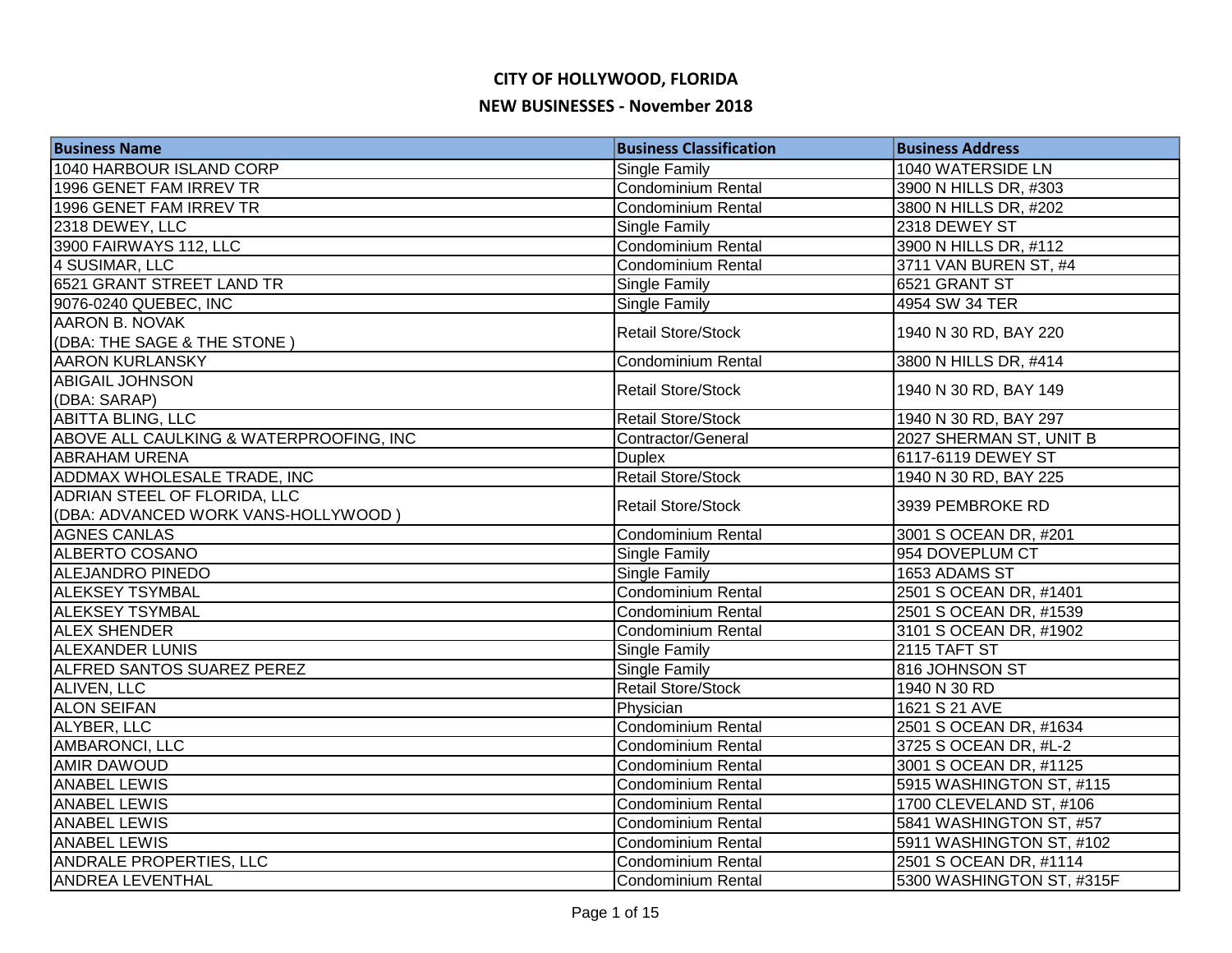# CITY OF HOLLYWOOD, FLORIDA

## NEW BUSINESSES - November 2018

| Business Name | Business Classification | Business Address |
|---|---|---|
| 1040 HARBOUR ISLAND CORP | Single Family | 1040 WATERSIDE LN |
| 1996 GENET FAM IRREV TR | Condominium Rental | 3900 N HILLS DR, #303 |
| 1996 GENET FAM IRREV TR | Condominium Rental | 3800 N HILLS DR, #202 |
| 2318 DEWEY, LLC | Single Family | 2318 DEWEY ST |
| 3900 FAIRWAYS 112, LLC | Condominium Rental | 3900 N HILLS DR, #112 |
| 4 SUSIMAR, LLC | Condominium Rental | 3711 VAN BUREN ST, #4 |
| 6521 GRANT STREET LAND TR | Single Family | 6521 GRANT ST |
| 9076-0240 QUEBEC, INC | Single Family | 4954 SW 34 TER |
| AARON B. NOVAK (DBA: THE SAGE & THE STONE ) | Retail Store/Stock | 1940 N 30 RD, BAY 220 |
| AARON KURLANSKY | Condominium Rental | 3800 N HILLS DR, #414 |
| ABIGAIL JOHNSON (DBA: SARAP) | Retail Store/Stock | 1940 N 30 RD, BAY 149 |
| ABITTA BLING, LLC | Retail Store/Stock | 1940 N 30 RD, BAY 297 |
| ABOVE ALL CAULKING & WATERPROOFING, INC | Contractor/General | 2027 SHERMAN ST, UNIT B |
| ABRAHAM URENA | Duplex | 6117-6119 DEWEY ST |
| ADDMAX WHOLESALE TRADE, INC | Retail Store/Stock | 1940 N 30 RD, BAY 225 |
| ADRIAN STEEL OF FLORIDA, LLC (DBA: ADVANCED WORK VANS-HOLLYWOOD ) | Retail Store/Stock | 3939 PEMBROKE RD |
| AGNES CANLAS | Condominium Rental | 3001 S OCEAN DR, #201 |
| ALBERTO COSANO | Single Family | 954 DOVEPLUM CT |
| ALEJANDRO PINEDO | Single Family | 1653 ADAMS ST |
| ALEKSEY TSYMBAL | Condominium Rental | 2501 S OCEAN DR, #1401 |
| ALEKSEY TSYMBAL | Condominium Rental | 2501 S OCEAN DR, #1539 |
| ALEX SHENDER | Condominium Rental | 3101 S OCEAN DR, #1902 |
| ALEXANDER LUNIS | Single Family | 2115 TAFT ST |
| ALFRED SANTOS SUAREZ PEREZ | Single Family | 816 JOHNSON ST |
| ALIVEN, LLC | Retail Store/Stock | 1940 N 30 RD |
| ALON SEIFAN | Physician | 1621 S 21 AVE |
| ALYBER, LLC | Condominium Rental | 2501 S OCEAN DR, #1634 |
| AMBARONCI, LLC | Condominium Rental | 3725 S OCEAN DR, #L-2 |
| AMIR DAWOUD | Condominium Rental | 3001 S OCEAN DR, #1125 |
| ANABEL LEWIS | Condominium Rental | 5915 WASHINGTON ST, #115 |
| ANABEL LEWIS | Condominium Rental | 1700 CLEVELAND ST, #106 |
| ANABEL LEWIS | Condominium Rental | 5841 WASHINGTON ST, #57 |
| ANABEL LEWIS | Condominium Rental | 5911 WASHINGTON ST, #102 |
| ANDRALE PROPERTIES, LLC | Condominium Rental | 2501 S OCEAN DR, #1114 |
| ANDREA LEVENTHAL | Condominium Rental | 5300 WASHINGTON ST, #315F |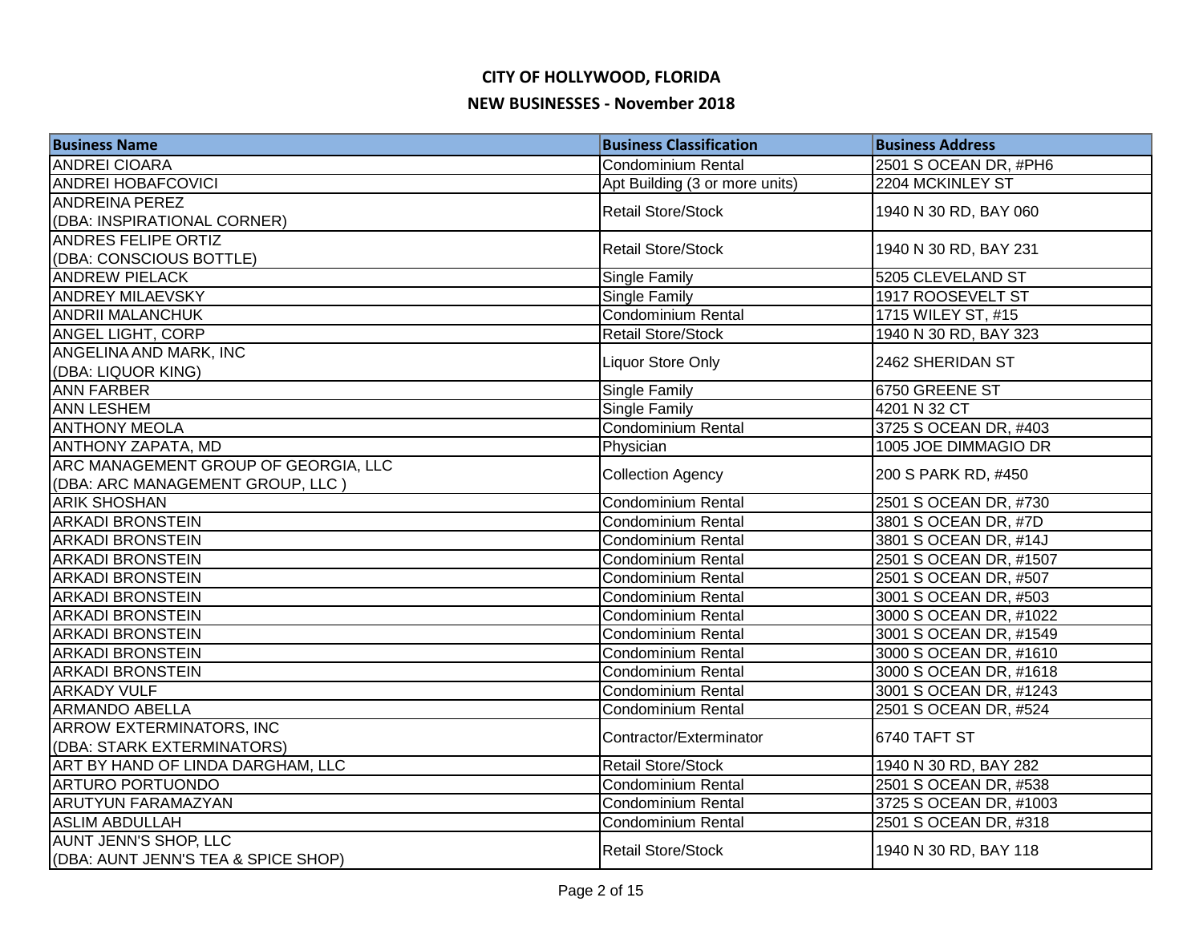# CITY OF HOLLYWOOD, FLORIDA

## NEW BUSINESSES - November 2018

| Business Name | Business Classification | Business Address |
|---|---|---|
| ANDREI CIOARA | Condominium Rental | 2501 S OCEAN DR, #PH6 |
| ANDREI HOBAFCOVICI | Apt Building (3 or more units) | 2204 MCKINLEY ST |
| ANDREINA PEREZ (DBA: INSPIRATIONAL CORNER) | Retail Store/Stock | 1940 N 30 RD, BAY 060 |
| ANDRES FELIPE ORTIZ (DBA: CONSCIOUS BOTTLE) | Retail Store/Stock | 1940 N 30 RD, BAY 231 |
| ANDREW PIELACK | Single Family | 5205 CLEVELAND ST |
| ANDREY MILAEVSKY | Single Family | 1917 ROOSEVELT ST |
| ANDRII MALANCHUK | Condominium Rental | 1715 WILEY ST, #15 |
| ANGEL LIGHT, CORP | Retail Store/Stock | 1940 N 30 RD, BAY 323 |
| ANGELINA AND MARK, INC (DBA: LIQUOR KING) | Liquor Store Only | 2462 SHERIDAN ST |
| ANN FARBER | Single Family | 6750 GREENE ST |
| ANN LESHEM | Single Family | 4201 N 32 CT |
| ANTHONY MEOLA | Condominium Rental | 3725 S OCEAN DR, #403 |
| ANTHONY ZAPATA, MD | Physician | 1005 JOE DIMMAGIO DR |
| ARC MANAGEMENT GROUP OF GEORGIA, LLC (DBA: ARC MANAGEMENT GROUP, LLC ) | Collection Agency | 200 S PARK RD, #450 |
| ARIK SHOSHAN | Condominium Rental | 2501 S OCEAN DR, #730 |
| ARKADI BRONSTEIN | Condominium Rental | 3801 S OCEAN DR, #7D |
| ARKADI BRONSTEIN | Condominium Rental | 3801 S OCEAN DR, #14J |
| ARKADI BRONSTEIN | Condominium Rental | 2501 S OCEAN DR, #1507 |
| ARKADI BRONSTEIN | Condominium Rental | 2501 S OCEAN DR, #507 |
| ARKADI BRONSTEIN | Condominium Rental | 3001 S OCEAN DR, #503 |
| ARKADI BRONSTEIN | Condominium Rental | 3000 S OCEAN DR, #1022 |
| ARKADI BRONSTEIN | Condominium Rental | 3001 S OCEAN DR, #1549 |
| ARKADI BRONSTEIN | Condominium Rental | 3000 S OCEAN DR, #1610 |
| ARKADI BRONSTEIN | Condominium Rental | 3000 S OCEAN DR, #1618 |
| ARKADY VULF | Condominium Rental | 3001 S OCEAN DR, #1243 |
| ARMANDO ABELLA | Condominium Rental | 2501 S OCEAN DR, #524 |
| ARROW EXTERMINATORS, INC (DBA: STARK EXTERMINATORS) | Contractor/Exterminator | 6740 TAFT ST |
| ART BY HAND OF LINDA DARGHAM, LLC | Retail Store/Stock | 1940 N 30 RD, BAY 282 |
| ARTURO PORTUONDO | Condominium Rental | 2501 S OCEAN DR, #538 |
| ARUTYUN FARAMAZYAN | Condominium Rental | 3725 S OCEAN DR, #1003 |
| ASLIM ABDULLAH | Condominium Rental | 2501 S OCEAN DR, #318 |
| AUNT JENN'S SHOP, LLC (DBA: AUNT JENN'S TEA & SPICE SHOP) | Retail Store/Stock | 1940 N 30 RD, BAY 118 |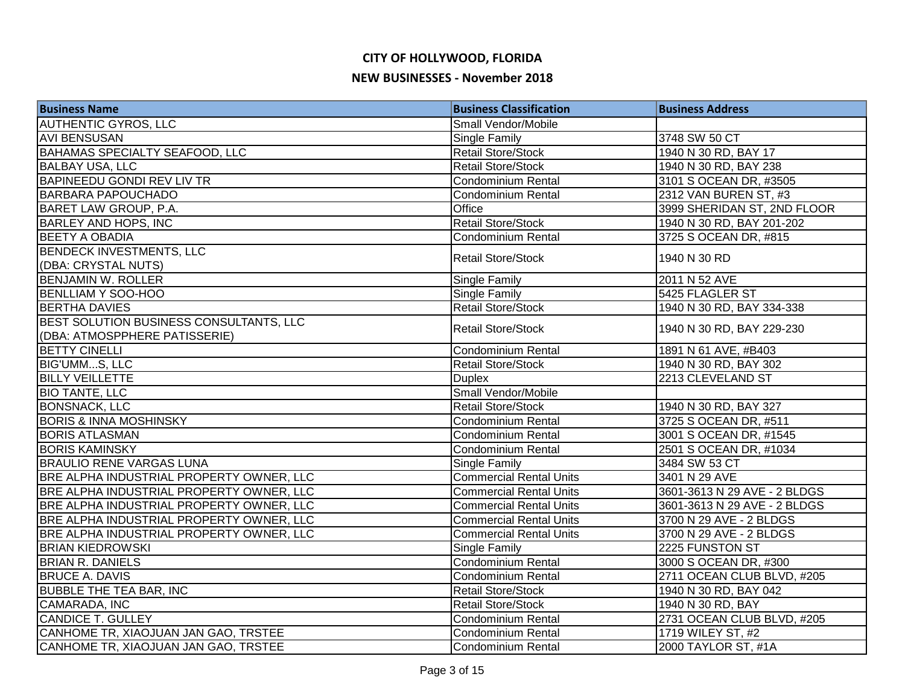# CITY OF HOLLYWOOD, FLORIDA

## NEW BUSINESSES - November 2018

| Business Name | Business Classification | Business Address |
|---|---|---|
| AUTHENTIC GYROS, LLC | Small Vendor/Mobile | |
| AVI BENSUSAN | Single Family | 3748 SW 50 CT |
| BAHAMAS SPECIALTY SEAFOOD, LLC | Retail Store/Stock | 1940 N 30 RD, BAY 17 |
| BALBAY USA, LLC | Retail Store/Stock | 1940 N 30 RD, BAY 238 |
| BAPINEEDU GONDI REV LIV TR | Condominium Rental | 3101 S OCEAN DR, #3505 |
| BARBARA PAPOUCHADO | Condominium Rental | 2312 VAN BUREN ST, #3 |
| BARET LAW GROUP, P.A. | Office | 3999 SHERIDAN ST, 2ND FLOOR |
| BARLEY AND HOPS, INC | Retail Store/Stock | 1940 N 30 RD, BAY 201-202 |
| BEETY A OBADIA | Condominium Rental | 3725 S OCEAN DR, #815 |
| BENDECK INVESTMENTS, LLC (DBA: CRYSTAL NUTS) | Retail Store/Stock | 1940 N 30 RD |
| BENJAMIN W. ROLLER | Single Family | 2011 N 52 AVE |
| BENLLIAM Y SOO-HOO | Single Family | 5425 FLAGLER ST |
| BERTHA DAVIES | Retail Store/Stock | 1940 N 30 RD, BAY 334-338 |
| BEST SOLUTION BUSINESS CONSULTANTS, LLC (DBA: ATMOSPPHERE PATISSERIE) | Retail Store/Stock | 1940 N 30 RD, BAY 229-230 |
| BETTY CINELLI | Condominium Rental | 1891 N 61 AVE, #B403 |
| BIG'UMM...S, LLC | Retail Store/Stock | 1940 N 30 RD, BAY 302 |
| BILLY VEILLETTE | Duplex | 2213 CLEVELAND ST |
| BIO TANTE, LLC | Small Vendor/Mobile | |
| BONSNACK, LLC | Retail Store/Stock | 1940 N 30 RD, BAY 327 |
| BORIS & INNA MOSHINSKY | Condominium Rental | 3725 S OCEAN DR, #511 |
| BORIS ATLASMAN | Condominium Rental | 3001 S OCEAN DR, #1545 |
| BORIS KAMINSKY | Condominium Rental | 2501 S OCEAN DR, #1034 |
| BRAULIO RENE VARGAS LUNA | Single Family | 3484 SW 53 CT |
| BRE ALPHA INDUSTRIAL PROPERTY OWNER, LLC | Commercial Rental Units | 3401 N 29 AVE |
| BRE ALPHA INDUSTRIAL PROPERTY OWNER, LLC | Commercial Rental Units | 3601-3613 N 29 AVE - 2 BLDGS |
| BRE ALPHA INDUSTRIAL PROPERTY OWNER, LLC | Commercial Rental Units | 3601-3613 N 29 AVE - 2 BLDGS |
| BRE ALPHA INDUSTRIAL PROPERTY OWNER, LLC | Commercial Rental Units | 3700 N 29 AVE - 2 BLDGS |
| BRE ALPHA INDUSTRIAL PROPERTY OWNER, LLC | Commercial Rental Units | 3700 N 29 AVE - 2 BLDGS |
| BRIAN KIEDROWSKI | Single Family | 2225 FUNSTON ST |
| BRIAN R. DANIELS | Condominium Rental | 3000 S OCEAN DR, #300 |
| BRUCE A. DAVIS | Condominium Rental | 2711 OCEAN CLUB BLVD, #205 |
| BUBBLE THE TEA BAR, INC | Retail Store/Stock | 1940 N 30 RD, BAY 042 |
| CAMARADA, INC | Retail Store/Stock | 1940 N 30 RD, BAY |
| CANDICE T. GULLEY | Condominium Rental | 2731 OCEAN CLUB BLVD, #205 |
| CANHOME TR, XIAOJUAN JAN GAO, TRSTEE | Condominium Rental | 1719 WILEY ST, #2 |
| CANHOME TR, XIAOJUAN JAN GAO, TRSTEE | Condominium Rental | 2000 TAYLOR ST, #1A |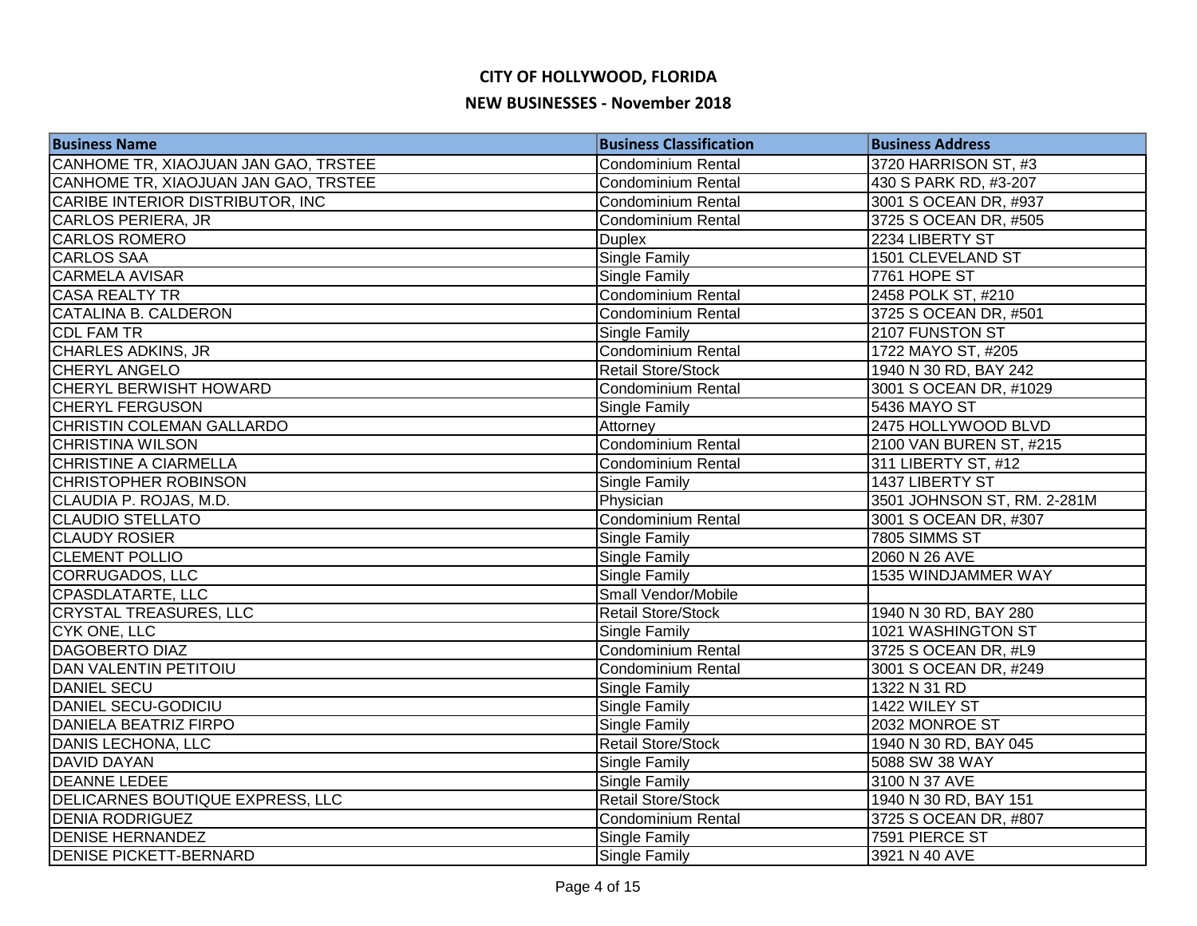# CITY OF HOLLYWOOD, FLORIDA

## NEW BUSINESSES - November 2018

| Business Name | Business Classification | Business Address |
|---|---|---|
| CANHOME TR, XIAOJUAN JAN GAO, TRSTEE | Condominium Rental | 3720 HARRISON ST, #3 |
| CANHOME TR, XIAOJUAN JAN GAO, TRSTEE | Condominium Rental | 430 S PARK RD, #3-207 |
| CARIBE INTERIOR DISTRIBUTOR, INC | Condominium Rental | 3001 S OCEAN DR, #937 |
| CARLOS PERIERA, JR | Condominium Rental | 3725 S OCEAN DR, #505 |
| CARLOS ROMERO | Duplex | 2234 LIBERTY ST |
| CARLOS SAA | Single Family | 1501 CLEVELAND ST |
| CARMELA AVISAR | Single Family | 7761 HOPE ST |
| CASA REALTY TR | Condominium Rental | 2458 POLK ST, #210 |
| CATALINA B. CALDERON | Condominium Rental | 3725 S OCEAN DR, #501 |
| CDL FAM TR | Single Family | 2107 FUNSTON ST |
| CHARLES ADKINS, JR | Condominium Rental | 1722 MAYO ST, #205 |
| CHERYL ANGELO | Retail Store/Stock | 1940 N 30 RD, BAY 242 |
| CHERYL BERWISHT HOWARD | Condominium Rental | 3001 S OCEAN DR, #1029 |
| CHERYL FERGUSON | Single Family | 5436 MAYO ST |
| CHRISTIN COLEMAN GALLARDO | Attorney | 2475 HOLLYWOOD BLVD |
| CHRISTINA WILSON | Condominium Rental | 2100 VAN BUREN ST, #215 |
| CHRISTINE A CIARMELLA | Condominium Rental | 311 LIBERTY ST, #12 |
| CHRISTOPHER ROBINSON | Single Family | 1437 LIBERTY ST |
| CLAUDIA P. ROJAS, M.D. | Physician | 3501 JOHNSON ST, RM. 2-281M |
| CLAUDIO STELLATO | Condominium Rental | 3001 S OCEAN DR, #307 |
| CLAUDY ROSIER | Single Family | 7805 SIMMS ST |
| CLEMENT POLLIO | Single Family | 2060 N 26 AVE |
| CORRUGADOS, LLC | Single Family | 1535 WINDJAMMER WAY |
| CPASDLATARTE, LLC | Small Vendor/Mobile | |
| CRYSTAL TREASURES, LLC | Retail Store/Stock | 1940 N 30 RD, BAY 280 |
| CYK ONE, LLC | Single Family | 1021 WASHINGTON ST |
| DAGOBERTO DIAZ | Condominium Rental | 3725 S OCEAN DR, #L9 |
| DAN VALENTIN PETITOIU | Condominium Rental | 3001 S OCEAN DR, #249 |
| DANIEL SECU | Single Family | 1322 N 31 RD |
| DANIEL SECU-GODICIU | Single Family | 1422 WILEY ST |
| DANIELA BEATRIZ FIRPO | Single Family | 2032 MONROE ST |
| DANIS LECHONA, LLC | Retail Store/Stock | 1940 N 30 RD, BAY 045 |
| DAVID DAYAN | Single Family | 5088 SW 38 WAY |
| DEANNE LEDEE | Single Family | 3100 N 37 AVE |
| DELICARNES BOUTIQUE EXPRESS, LLC | Retail Store/Stock | 1940 N 30 RD, BAY 151 |
| DENIA RODRIGUEZ | Condominium Rental | 3725 S OCEAN DR, #807 |
| DENISE HERNANDEZ | Single Family | 7591 PIERCE ST |
| DENISE PICKETT-BERNARD | Single Family | 3921 N 40 AVE |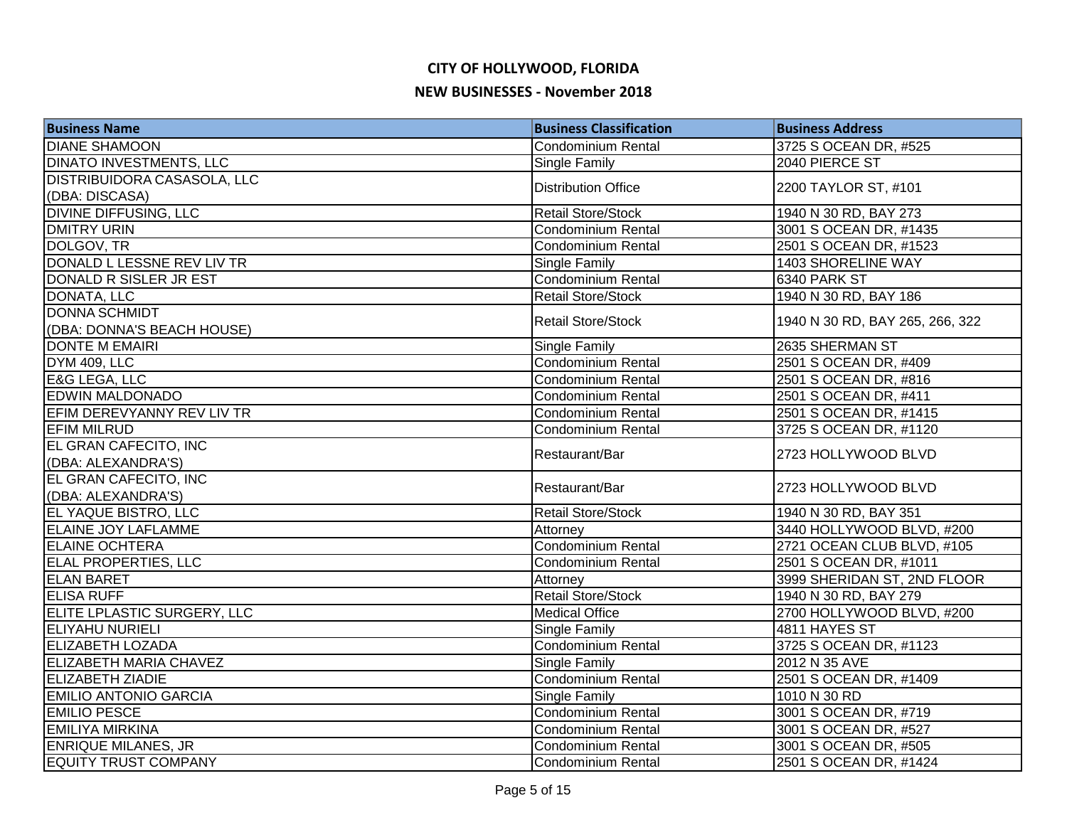# CITY OF HOLLYWOOD, FLORIDA

## NEW BUSINESSES - November 2018

| Business Name | Business Classification | Business Address |
|---|---|---|
| DIANE SHAMOON | Condominium Rental | 3725 S OCEAN DR, #525 |
| DINATO INVESTMENTS, LLC | Single Family | 2040 PIERCE ST |
| DISTRIBUIDORA CASASOLA, LLC (DBA: DISCASA) | Distribution Office | 2200 TAYLOR ST, #101 |
| DIVINE DIFFUSING, LLC | Retail Store/Stock | 1940 N 30 RD, BAY 273 |
| DMITRY URIN | Condominium Rental | 3001 S OCEAN DR, #1435 |
| DOLGOV, TR | Condominium Rental | 2501 S OCEAN DR, #1523 |
| DONALD L LESSNE REV LIV TR | Single Family | 1403 SHORELINE WAY |
| DONALD R SISLER JR EST | Condominium Rental | 6340 PARK ST |
| DONATA, LLC | Retail Store/Stock | 1940 N 30 RD, BAY 186 |
| DONNA SCHMIDT (DBA: DONNA'S BEACH HOUSE) | Retail Store/Stock | 1940 N 30 RD, BAY 265, 266, 322 |
| DONTE M EMAIRI | Single Family | 2635 SHERMAN ST |
| DYM 409, LLC | Condominium Rental | 2501 S OCEAN DR, #409 |
| E&G LEGA, LLC | Condominium Rental | 2501 S OCEAN DR, #816 |
| EDWIN MALDONADO | Condominium Rental | 2501 S OCEAN DR, #411 |
| EFIM DEREVYANNY REV LIV TR | Condominium Rental | 2501 S OCEAN DR, #1415 |
| EFIM MILRUD | Condominium Rental | 3725 S OCEAN DR, #1120 |
| EL GRAN CAFECITO, INC (DBA: ALEXANDRA'S) | Restaurant/Bar | 2723 HOLLYWOOD BLVD |
| EL GRAN CAFECITO, INC (DBA: ALEXANDRA'S) | Restaurant/Bar | 2723 HOLLYWOOD BLVD |
| EL YAQUE BISTRO, LLC | Retail Store/Stock | 1940 N 30 RD, BAY 351 |
| ELAINE JOY LAFLAMME | Attorney | 3440 HOLLYWOOD BLVD, #200 |
| ELAINE OCHTERA | Condominium Rental | 2721 OCEAN CLUB BLVD, #105 |
| ELAL PROPERTIES, LLC | Condominium Rental | 2501 S OCEAN DR, #1011 |
| ELAN BARET | Attorney | 3999 SHERIDAN ST, 2ND FLOOR |
| ELISA RUFF | Retail Store/Stock | 1940 N 30 RD, BAY 279 |
| ELITE LPLASTIC SURGERY, LLC | Medical Office | 2700 HOLLYWOOD BLVD, #200 |
| ELIYAHU NURIELI | Single Family | 4811 HAYES ST |
| ELIZABETH LOZADA | Condominium Rental | 3725 S OCEAN DR, #1123 |
| ELIZABETH MARIA CHAVEZ | Single Family | 2012 N 35 AVE |
| ELIZABETH ZIADIE | Condominium Rental | 2501 S OCEAN DR, #1409 |
| EMILIO ANTONIO GARCIA | Single Family | 1010 N 30 RD |
| EMILIO PESCE | Condominium Rental | 3001 S OCEAN DR, #719 |
| EMILIYA MIRKINA | Condominium Rental | 3001 S OCEAN DR, #527 |
| ENRIQUE MILANES, JR | Condominium Rental | 3001 S OCEAN DR, #505 |
| EQUITY TRUST COMPANY | Condominium Rental | 2501 S OCEAN DR, #1424 |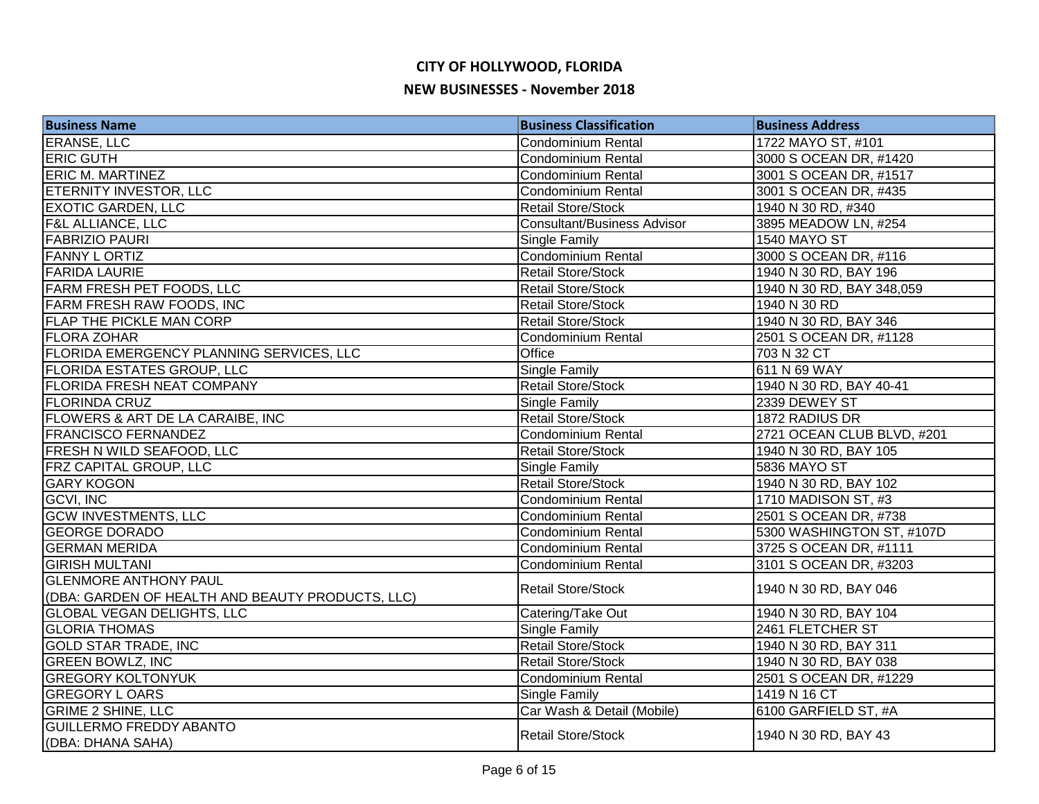# CITY OF HOLLYWOOD, FLORIDA

## NEW BUSINESSES - November 2018

| Business Name | Business Classification | Business Address |
| --- | --- | --- |
| ERANSE, LLC | Condominium Rental | 1722 MAYO ST, #101 |
| ERIC GUTH | Condominium Rental | 3000 S OCEAN DR, #1420 |
| ERIC M. MARTINEZ | Condominium Rental | 3001 S OCEAN DR, #1517 |
| ETERNITY INVESTOR, LLC | Condominium Rental | 3001 S OCEAN DR, #435 |
| EXOTIC GARDEN, LLC | Retail Store/Stock | 1940 N 30 RD, #340 |
| F&L ALLIANCE, LLC | Consultant/Business Advisor | 3895 MEADOW LN, #254 |
| FABRIZIO PAURI | Single Family | 1540 MAYO ST |
| FANNY L ORTIZ | Condominium Rental | 3000 S OCEAN DR, #116 |
| FARIDA LAURIE | Retail Store/Stock | 1940 N 30 RD, BAY 196 |
| FARM FRESH PET FOODS, LLC | Retail Store/Stock | 1940 N 30 RD, BAY 348,059 |
| FARM FRESH RAW FOODS, INC | Retail Store/Stock | 1940 N 30 RD |
| FLAP THE PICKLE MAN CORP | Retail Store/Stock | 1940 N 30 RD, BAY 346 |
| FLORA ZOHAR | Condominium Rental | 2501 S OCEAN DR, #1128 |
| FLORIDA EMERGENCY PLANNING SERVICES, LLC | Office | 703 N 32 CT |
| FLORIDA ESTATES GROUP, LLC | Single Family | 611 N 69 WAY |
| FLORIDA FRESH NEAT COMPANY | Retail Store/Stock | 1940 N 30 RD, BAY 40-41 |
| FLORINDA CRUZ | Single Family | 2339 DEWEY ST |
| FLOWERS & ART DE LA CARAIBE, INC | Retail Store/Stock | 1872 RADIUS DR |
| FRANCISCO FERNANDEZ | Condominium Rental | 2721 OCEAN CLUB BLVD, #201 |
| FRESH N WILD SEAFOOD, LLC | Retail Store/Stock | 1940 N 30 RD, BAY 105 |
| FRZ CAPITAL GROUP, LLC | Single Family | 5836 MAYO ST |
| GARY KOGON | Retail Store/Stock | 1940 N 30 RD, BAY 102 |
| GCVI, INC | Condominium Rental | 1710 MADISON ST, #3 |
| GCW INVESTMENTS, LLC | Condominium Rental | 2501 S OCEAN DR, #738 |
| GEORGE DORADO | Condominium Rental | 5300 WASHINGTON ST, #107D |
| GERMAN MERIDA | Condominium Rental | 3725 S OCEAN DR, #1111 |
| GIRISH MULTANI | Condominium Rental | 3101 S OCEAN DR, #3203 |
| GLENMORE ANTHONY PAUL (DBA: GARDEN OF HEALTH AND BEAUTY PRODUCTS, LLC) | Retail Store/Stock | 1940 N 30 RD, BAY 046 |
| GLOBAL VEGAN DELIGHTS, LLC | Catering/Take Out | 1940 N 30 RD, BAY 104 |
| GLORIA THOMAS | Single Family | 2461 FLETCHER ST |
| GOLD STAR TRADE, INC | Retail Store/Stock | 1940 N 30 RD, BAY 311 |
| GREEN BOWLZ, INC | Retail Store/Stock | 1940 N 30 RD, BAY 038 |
| GREGORY KOLTONYUK | Condominium Rental | 2501 S OCEAN DR, #1229 |
| GREGORY L OARS | Single Family | 1419 N 16 CT |
| GRIME 2 SHINE, LLC | Car Wash & Detail (Mobile) | 6100 GARFIELD ST, #A |
| GUILLERMO FREDDY ABANTO (DBA: DHANA SAHA) | Retail Store/Stock | 1940 N 30 RD, BAY 43 |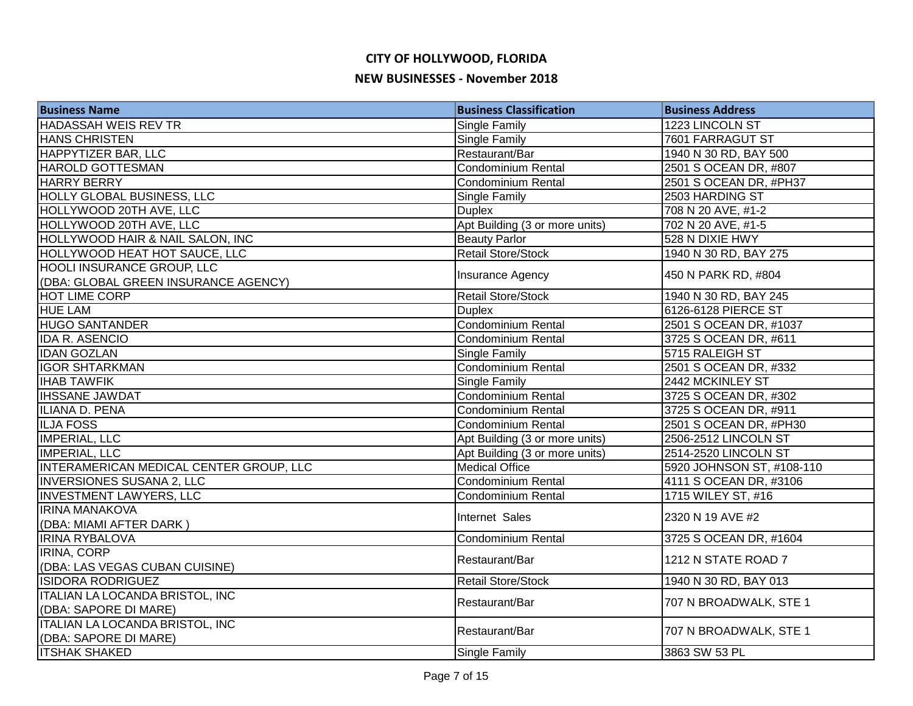# CITY OF HOLLYWOOD, FLORIDA

## NEW BUSINESSES - November 2018

| Business Name | Business Classification | Business Address |
|---|---|---|
| HADASSAH WEIS REV TR | Single Family | 1223 LINCOLN ST |
| HANS CHRISTEN | Single Family | 7601 FARRAGUT ST |
| HAPPYTIZER BAR, LLC | Restaurant/Bar | 1940 N 30 RD, BAY 500 |
| HAROLD GOTTESMAN | Condominium Rental | 2501 S OCEAN DR, #807 |
| HARRY BERRY | Condominium Rental | 2501 S OCEAN DR, #PH37 |
| HOLLY GLOBAL BUSINESS, LLC | Single Family | 2503 HARDING ST |
| HOLLYWOOD 20TH AVE, LLC | Duplex | 708 N 20 AVE, #1-2 |
| HOLLYWOOD 20TH AVE, LLC | Apt Building (3 or more units) | 702 N 20 AVE, #1-5 |
| HOLLYWOOD HAIR & NAIL SALON, INC | Beauty Parlor | 528 N DIXIE HWY |
| HOLLYWOOD HEAT HOT SAUCE, LLC | Retail Store/Stock | 1940 N 30 RD, BAY 275 |
| HOOLI INSURANCE GROUP, LLC (DBA: GLOBAL GREEN INSURANCE AGENCY) | Insurance Agency | 450 N PARK RD, #804 |
| HOT LIME CORP | Retail Store/Stock | 1940 N 30 RD, BAY 245 |
| HUE LAM | Duplex | 6126-6128 PIERCE ST |
| HUGO SANTANDER | Condominium Rental | 2501 S OCEAN DR, #1037 |
| IDA R. ASENCIO | Condominium Rental | 3725 S OCEAN DR, #611 |
| IDAN GOZLAN | Single Family | 5715 RALEIGH ST |
| IGOR SHTARKMAN | Condominium Rental | 2501 S OCEAN DR, #332 |
| IHAB TAWFIK | Single Family | 2442 MCKINLEY ST |
| IHSSANE JAWDAT | Condominium Rental | 3725 S OCEAN DR, #302 |
| ILIANA D. PENA | Condominium Rental | 3725 S OCEAN DR, #911 |
| ILJA FOSS | Condominium Rental | 2501 S OCEAN DR, #PH30 |
| IMPERIAL, LLC | Apt Building (3 or more units) | 2506-2512 LINCOLN ST |
| IMPERIAL, LLC | Apt Building (3 or more units) | 2514-2520 LINCOLN ST |
| INTERAMERICAN MEDICAL CENTER GROUP, LLC | Medical Office | 5920 JOHNSON ST, #108-110 |
| INVERSIONES SUSANA 2, LLC | Condominium Rental | 4111 S OCEAN DR, #3106 |
| INVESTMENT LAWYERS, LLC | Condominium Rental | 1715 WILEY ST, #16 |
| IRINA MANAKOVA (DBA: MIAMI AFTER DARK ) | Internet Sales | 2320 N 19 AVE #2 |
| IRINA RYBALOVA | Condominium Rental | 3725 S OCEAN DR, #1604 |
| IRINA, CORP (DBA: LAS VEGAS CUBAN CUISINE) | Restaurant/Bar | 1212 N STATE ROAD 7 |
| ISIDORA RODRIGUEZ | Retail Store/Stock | 1940 N 30 RD, BAY 013 |
| ITALIAN LA LOCANDA BRISTOL, INC (DBA: SAPORE DI MARE) | Restaurant/Bar | 707 N BROADWALK, STE 1 |
| ITALIAN LA LOCANDA BRISTOL, INC (DBA: SAPORE DI MARE) | Restaurant/Bar | 707 N BROADWALK, STE 1 |
| ITSHAK SHAKED | Single Family | 3863 SW 53 PL |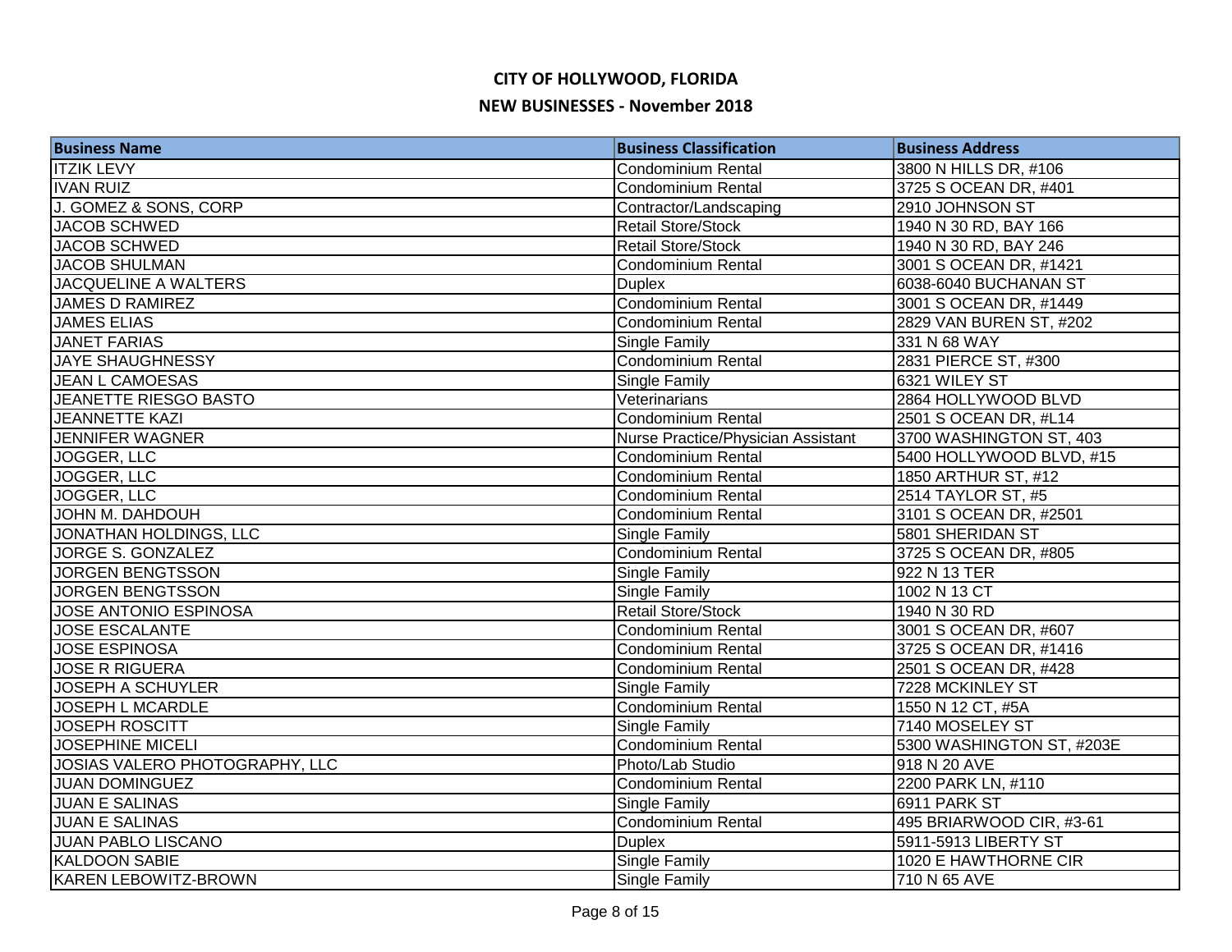# CITY OF HOLLYWOOD, FLORIDA

## NEW BUSINESSES - November 2018

| Business Name | Business Classification | Business Address |
|---|---|---|
| ITZIK LEVY | Condominium Rental | 3800 N HILLS DR, #106 |
| IVAN RUIZ | Condominium Rental | 3725 S OCEAN DR, #401 |
| J. GOMEZ & SONS, CORP | Contractor/Landscaping | 2910 JOHNSON ST |
| JACOB SCHWED | Retail Store/Stock | 1940 N 30 RD, BAY 166 |
| JACOB SCHWED | Retail Store/Stock | 1940 N 30 RD, BAY 246 |
| JACOB SHULMAN | Condominium Rental | 3001 S OCEAN DR, #1421 |
| JACQUELINE A WALTERS | Duplex | 6038-6040 BUCHANAN ST |
| JAMES D RAMIREZ | Condominium Rental | 3001 S OCEAN DR, #1449 |
| JAMES ELIAS | Condominium Rental | 2829 VAN BUREN ST, #202 |
| JANET FARIAS | Single Family | 331 N 68 WAY |
| JAYE SHAUGHNESSY | Condominium Rental | 2831 PIERCE ST, #300 |
| JEAN L CAMOESAS | Single Family | 6321 WILEY ST |
| JEANETTE RIESGO BASTO | Veterinarians | 2864 HOLLYWOOD BLVD |
| JEANNETTE KAZI | Condominium Rental | 2501 S OCEAN DR, #L14 |
| JENNIFER WAGNER | Nurse Practice/Physician Assistant | 3700 WASHINGTON ST, 403 |
| JOGGER, LLC | Condominium Rental | 5400 HOLLYWOOD BLVD, #15 |
| JOGGER, LLC | Condominium Rental | 1850 ARTHUR ST, #12 |
| JOGGER, LLC | Condominium Rental | 2514 TAYLOR ST, #5 |
| JOHN M. DAHDOUH | Condominium Rental | 3101 S OCEAN DR, #2501 |
| JONATHAN HOLDINGS, LLC | Single Family | 5801 SHERIDAN ST |
| JORGE S. GONZALEZ | Condominium Rental | 3725 S OCEAN DR, #805 |
| JORGEN BENGTSSON | Single Family | 922 N 13 TER |
| JORGEN BENGTSSON | Single Family | 1002 N 13 CT |
| JOSE ANTONIO ESPINOSA | Retail Store/Stock | 1940 N 30 RD |
| JOSE ESCALANTE | Condominium Rental | 3001 S OCEAN DR, #607 |
| JOSE ESPINOSA | Condominium Rental | 3725 S OCEAN DR, #1416 |
| JOSE R RIGUERA | Condominium Rental | 2501 S OCEAN DR, #428 |
| JOSEPH A SCHUYLER | Single Family | 7228 MCKINLEY ST |
| JOSEPH L MCARDLE | Condominium Rental | 1550 N 12 CT, #5A |
| JOSEPH ROSCITT | Single Family | 7140 MOSELEY ST |
| JOSEPHINE MICELI | Condominium Rental | 5300 WASHINGTON ST, #203E |
| JOSIAS VALERO PHOTOGRAPHY, LLC | Photo/Lab Studio | 918 N 20 AVE |
| JUAN DOMINGUEZ | Condominium Rental | 2200 PARK LN, #110 |
| JUAN E SALINAS | Single Family | 6911 PARK ST |
| JUAN E SALINAS | Condominium Rental | 495 BRIARWOOD CIR, #3-61 |
| JUAN PABLO LISCANO | Duplex | 5911-5913 LIBERTY ST |
| KALDOON SABIE | Single Family | 1020 E HAWTHORNE CIR |
| KAREN LEBOWITZ-BROWN | Single Family | 710 N 65 AVE |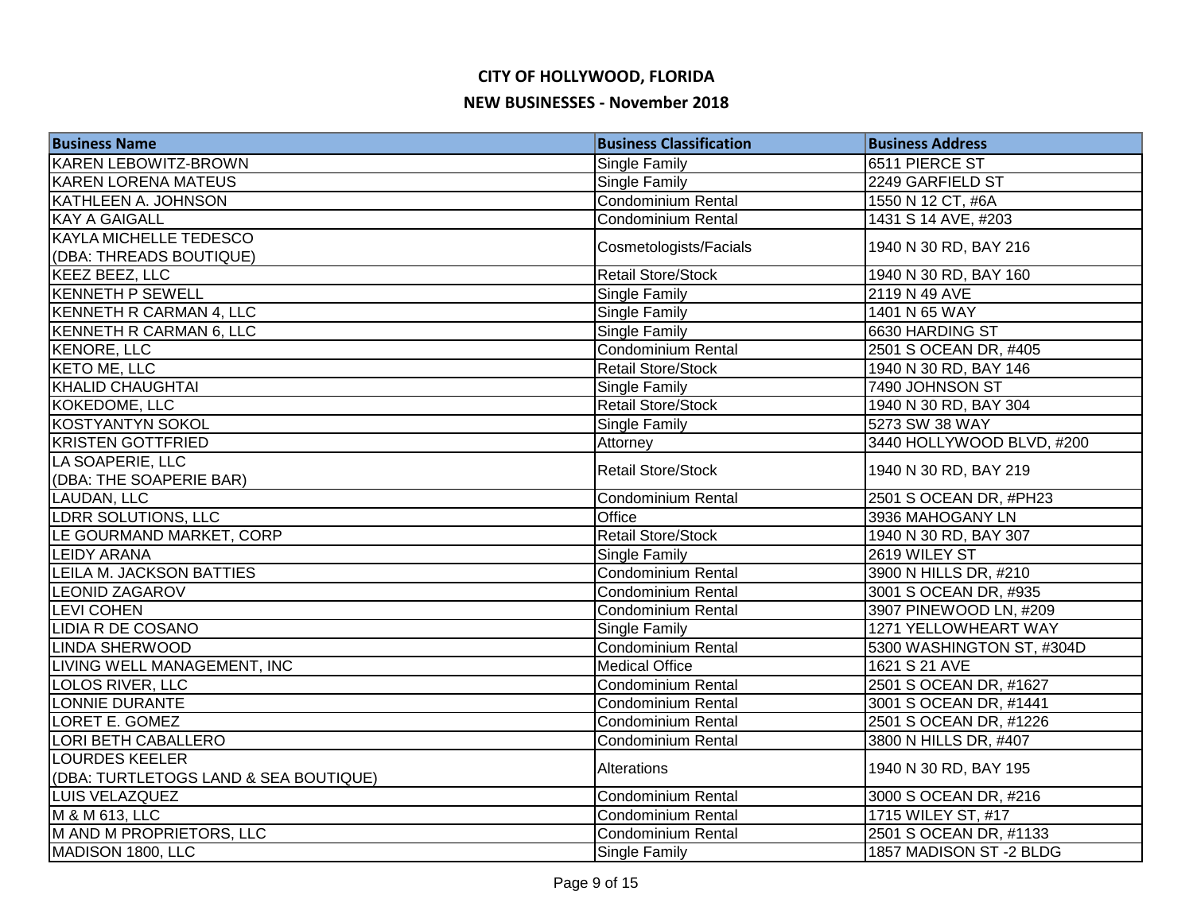# CITY OF HOLLYWOOD, FLORIDA

## NEW BUSINESSES - November 2018

| Business Name | Business Classification | Business Address |
| --- | --- | --- |
| KAREN LEBOWITZ-BROWN | Single Family | 6511 PIERCE ST |
| KAREN LORENA MATEUS | Single Family | 2249 GARFIELD ST |
| KATHLEEN A. JOHNSON | Condominium Rental | 1550 N 12 CT, #6A |
| KAY A GAIGALL | Condominium Rental | 1431 S 14 AVE, #203 |
| KAYLA MICHELLE TEDESCO (DBA: THREADS BOUTIQUE) | Cosmetologists/Facials | 1940 N 30 RD, BAY 216 |
| KEEZ BEEZ, LLC | Retail Store/Stock | 1940 N 30 RD, BAY 160 |
| KENNETH P SEWELL | Single Family | 2119 N 49 AVE |
| KENNETH R CARMAN 4, LLC | Single Family | 1401 N 65 WAY |
| KENNETH R CARMAN 6, LLC | Single Family | 6630 HARDING ST |
| KENORE, LLC | Condominium Rental | 2501 S OCEAN DR, #405 |
| KETO ME, LLC | Retail Store/Stock | 1940 N 30 RD, BAY 146 |
| KHALID CHAUGHTAI | Single Family | 7490 JOHNSON ST |
| KOKEDOME, LLC | Retail Store/Stock | 1940 N 30 RD, BAY 304 |
| KOSTYANTYN SOKOL | Single Family | 5273 SW 38 WAY |
| KRISTEN GOTTFRIED | Attorney | 3440 HOLLYWOOD BLVD, #200 |
| LA SOAPERIE, LLC (DBA: THE SOAPERIE BAR) | Retail Store/Stock | 1940 N 30 RD, BAY 219 |
| LAUDAN, LLC | Condominium Rental | 2501 S OCEAN DR, #PH23 |
| LDRR SOLUTIONS, LLC | Office | 3936 MAHOGANY LN |
| LE GOURMAND MARKET, CORP | Retail Store/Stock | 1940 N 30 RD, BAY 307 |
| LEIDY ARANA | Single Family | 2619 WILEY ST |
| LEILA M. JACKSON BATTIES | Condominium Rental | 3900 N HILLS DR, #210 |
| LEONID ZAGAROV | Condominium Rental | 3001 S OCEAN DR, #935 |
| LEVI COHEN | Condominium Rental | 3907 PINEWOOD LN, #209 |
| LIDIA R DE COSANO | Single Family | 1271 YELLOWHEART WAY |
| LINDA SHERWOOD | Condominium Rental | 5300 WASHINGTON ST, #304D |
| LIVING WELL MANAGEMENT, INC | Medical Office | 1621 S 21 AVE |
| LOLOS RIVER, LLC | Condominium Rental | 2501 S OCEAN DR, #1627 |
| LONNIE DURANTE | Condominium Rental | 3001 S OCEAN DR, #1441 |
| LORET E. GOMEZ | Condominium Rental | 2501 S OCEAN DR, #1226 |
| LORI BETH CABALLERO | Condominium Rental | 3800 N HILLS DR, #407 |
| LOURDES KEELER (DBA: TURTLETOGS LAND & SEA BOUTIQUE) | Alterations | 1940 N 30 RD, BAY 195 |
| LUIS VELAZQUEZ | Condominium Rental | 3000 S OCEAN DR, #216 |
| M & M 613, LLC | Condominium Rental | 1715 WILEY ST, #17 |
| M AND M PROPRIETORS, LLC | Condominium Rental | 2501 S OCEAN DR, #1133 |
| MADISON 1800, LLC | Single Family | 1857 MADISON ST -2 BLDG |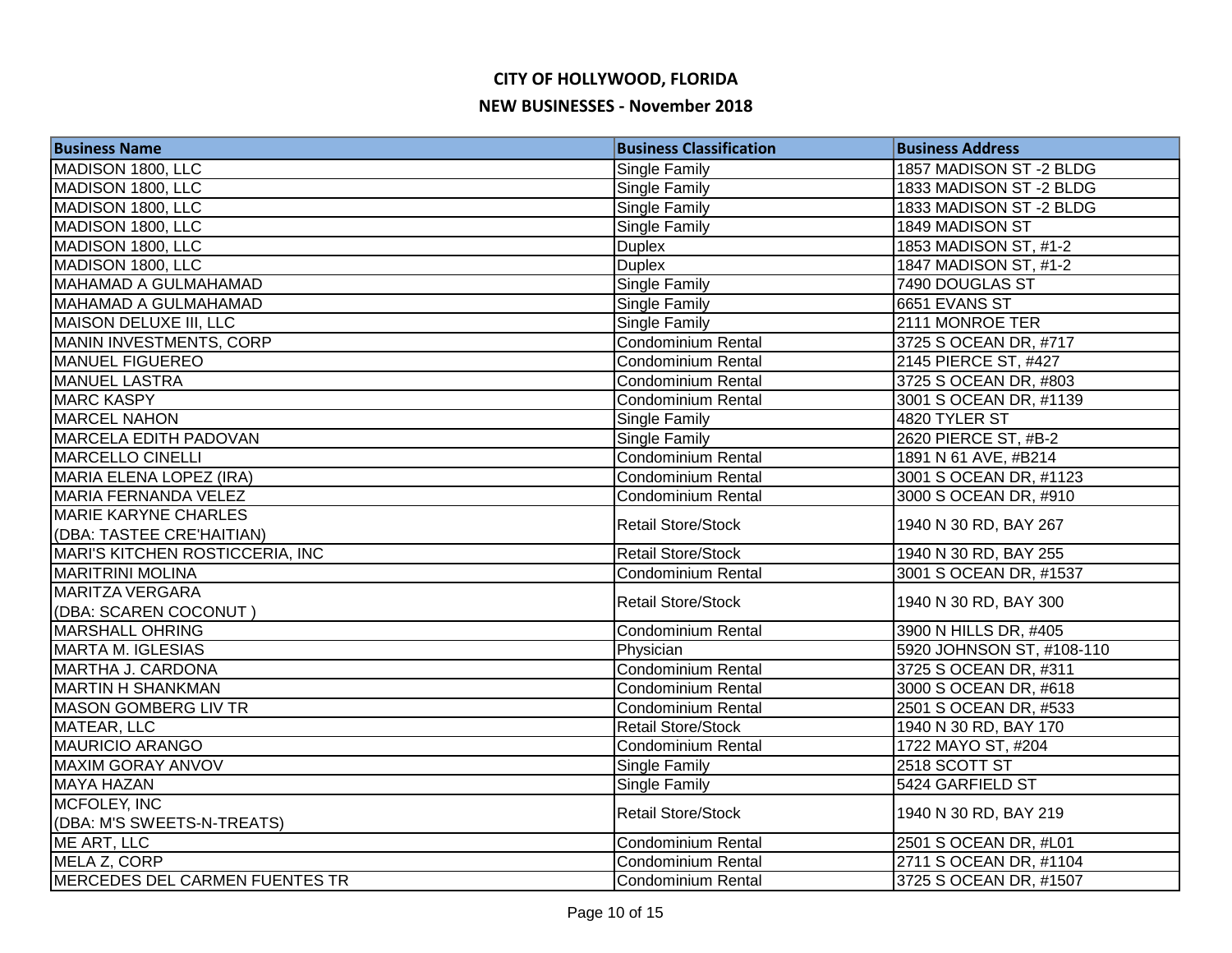# CITY OF HOLLYWOOD, FLORIDA

## NEW BUSINESSES - November 2018

| Business Name | Business Classification | Business Address |
|---|---|---|
| MADISON 1800, LLC | Single Family | 1857 MADISON ST -2 BLDG |
| MADISON 1800, LLC | Single Family | 1833 MADISON ST -2 BLDG |
| MADISON 1800, LLC | Single Family | 1833 MADISON ST -2 BLDG |
| MADISON 1800, LLC | Single Family | 1849 MADISON ST |
| MADISON 1800, LLC | Duplex | 1853 MADISON ST, #1-2 |
| MADISON 1800, LLC | Duplex | 1847 MADISON ST, #1-2 |
| MAHAMAD A GULMAHAMAD | Single Family | 7490 DOUGLAS ST |
| MAHAMAD A GULMAHAMAD | Single Family | 6651 EVANS ST |
| MAISON DELUXE III, LLC | Single Family | 2111 MONROE TER |
| MANIN INVESTMENTS, CORP | Condominium Rental | 3725 S OCEAN DR, #717 |
| MANUEL FIGUEREO | Condominium Rental | 2145 PIERCE ST, #427 |
| MANUEL LASTRA | Condominium Rental | 3725 S OCEAN DR, #803 |
| MARC KASPY | Condominium Rental | 3001 S OCEAN DR, #1139 |
| MARCEL NAHON | Single Family | 4820 TYLER ST |
| MARCELA EDITH PADOVAN | Single Family | 2620 PIERCE ST, #B-2 |
| MARCELLO CINELLI | Condominium Rental | 1891 N 61 AVE, #B214 |
| MARIA ELENA LOPEZ (IRA) | Condominium Rental | 3001 S OCEAN DR, #1123 |
| MARIA FERNANDA VELEZ | Condominium Rental | 3000 S OCEAN DR, #910 |
| MARIE KARYNE CHARLES (DBA: TASTEE CRE'HAITIAN) | Retail Store/Stock | 1940 N 30 RD, BAY 267 |
| MARI'S KITCHEN ROSTICCERIA, INC | Retail Store/Stock | 1940 N 30 RD, BAY 255 |
| MARITRINI MOLINA | Condominium Rental | 3001 S OCEAN DR, #1537 |
| MARITZA VERGARA (DBA: SCAREN COCONUT ) | Retail Store/Stock | 1940 N 30 RD, BAY 300 |
| MARSHALL OHRING | Condominium Rental | 3900 N HILLS DR, #405 |
| MARTA M. IGLESIAS | Physician | 5920 JOHNSON ST, #108-110 |
| MARTHA J. CARDONA | Condominium Rental | 3725 S OCEAN DR, #311 |
| MARTIN H SHANKMAN | Condominium Rental | 3000 S OCEAN DR, #618 |
| MASON GOMBERG LIV TR | Condominium Rental | 2501 S OCEAN DR, #533 |
| MATEAR, LLC | Retail Store/Stock | 1940 N 30 RD, BAY 170 |
| MAURICIO ARANGO | Condominium Rental | 1722 MAYO ST, #204 |
| MAXIM GORAY ANVOV | Single Family | 2518 SCOTT ST |
| MAYA HAZAN | Single Family | 5424 GARFIELD ST |
| MCFOLEY, INC (DBA: M'S SWEETS-N-TREATS) | Retail Store/Stock | 1940 N 30 RD, BAY 219 |
| ME ART, LLC | Condominium Rental | 2501 S OCEAN DR, #L01 |
| MELA Z, CORP | Condominium Rental | 2711 S OCEAN DR, #1104 |
| MERCEDES DEL CARMEN FUENTES TR | Condominium Rental | 3725 S OCEAN DR, #1507 |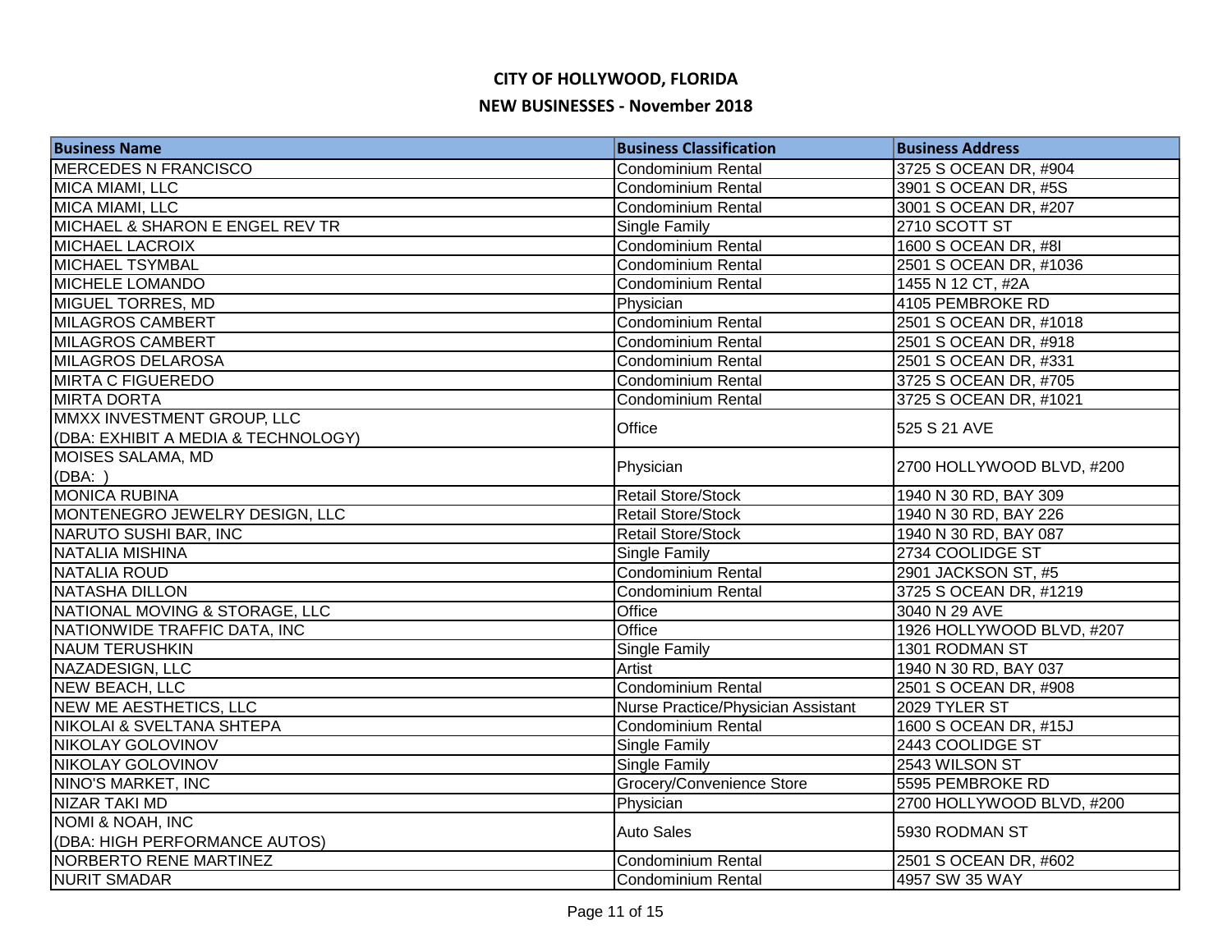# CITY OF HOLLYWOOD, FLORIDA

## NEW BUSINESSES - November 2018

| Business Name | Business Classification | Business Address |
|---|---|---|
| MERCEDES N FRANCISCO | Condominium Rental | 3725 S OCEAN DR, #904 |
| MICA MIAMI, LLC | Condominium Rental | 3901 S OCEAN DR, #5S |
| MICA MIAMI, LLC | Condominium Rental | 3001 S OCEAN DR, #207 |
| MICHAEL & SHARON E ENGEL REV TR | Single Family | 2710 SCOTT ST |
| MICHAEL LACROIX | Condominium Rental | 1600 S OCEAN DR, #8I |
| MICHAEL TSYMBAL | Condominium Rental | 2501 S OCEAN DR, #1036 |
| MICHELE LOMANDO | Condominium Rental | 1455 N 12 CT, #2A |
| MIGUEL TORRES, MD | Physician | 4105 PEMBROKE RD |
| MILAGROS CAMBERT | Condominium Rental | 2501 S OCEAN DR, #1018 |
| MILAGROS CAMBERT | Condominium Rental | 2501 S OCEAN DR, #918 |
| MILAGROS DELAROSA | Condominium Rental | 2501 S OCEAN DR, #331 |
| MIRTA C FIGUEREDO | Condominium Rental | 3725 S OCEAN DR, #705 |
| MIRTA DORTA | Condominium Rental | 3725 S OCEAN DR, #1021 |
| MMXX INVESTMENT GROUP, LLC (DBA: EXHIBIT A MEDIA & TECHNOLOGY) | Office | 525 S 21 AVE |
| MOISES SALAMA, MD (DBA: ) | Physician | 2700 HOLLYWOOD BLVD, #200 |
| MONICA RUBINA | Retail Store/Stock | 1940 N 30 RD, BAY 309 |
| MONTENEGRO JEWELRY DESIGN, LLC | Retail Store/Stock | 1940 N 30 RD, BAY 226 |
| NARUTO SUSHI BAR, INC | Retail Store/Stock | 1940 N 30 RD, BAY 087 |
| NATALIA MISHINA | Single Family | 2734 COOLIDGE ST |
| NATALIA ROUD | Condominium Rental | 2901 JACKSON ST, #5 |
| NATASHA DILLON | Condominium Rental | 3725 S OCEAN DR, #1219 |
| NATIONAL MOVING & STORAGE, LLC | Office | 3040 N 29 AVE |
| NATIONWIDE TRAFFIC DATA, INC | Office | 1926 HOLLYWOOD BLVD, #207 |
| NAUM TERUSHKIN | Single Family | 1301 RODMAN ST |
| NAZADESIGN, LLC | Artist | 1940 N 30 RD, BAY 037 |
| NEW BEACH, LLC | Condominium Rental | 2501 S OCEAN DR, #908 |
| NEW ME AESTHETICS, LLC | Nurse Practice/Physician Assistant | 2029 TYLER ST |
| NIKOLAI & SVELTANA SHTEPA | Condominium Rental | 1600 S OCEAN DR, #15J |
| NIKOLAY GOLOVINOV | Single Family | 2443 COOLIDGE ST |
| NIKOLAY GOLOVINOV | Single Family | 2543 WILSON ST |
| NINO'S MARKET, INC | Grocery/Convenience Store | 5595 PEMBROKE RD |
| NIZAR TAKI MD | Physician | 2700 HOLLYWOOD BLVD, #200 |
| NOMI & NOAH, INC (DBA: HIGH PERFORMANCE AUTOS) | Auto Sales | 5930 RODMAN ST |
| NORBERTO RENE MARTINEZ | Condominium Rental | 2501 S OCEAN DR, #602 |
| NURIT SMADAR | Condominium Rental | 4957 SW 35 WAY |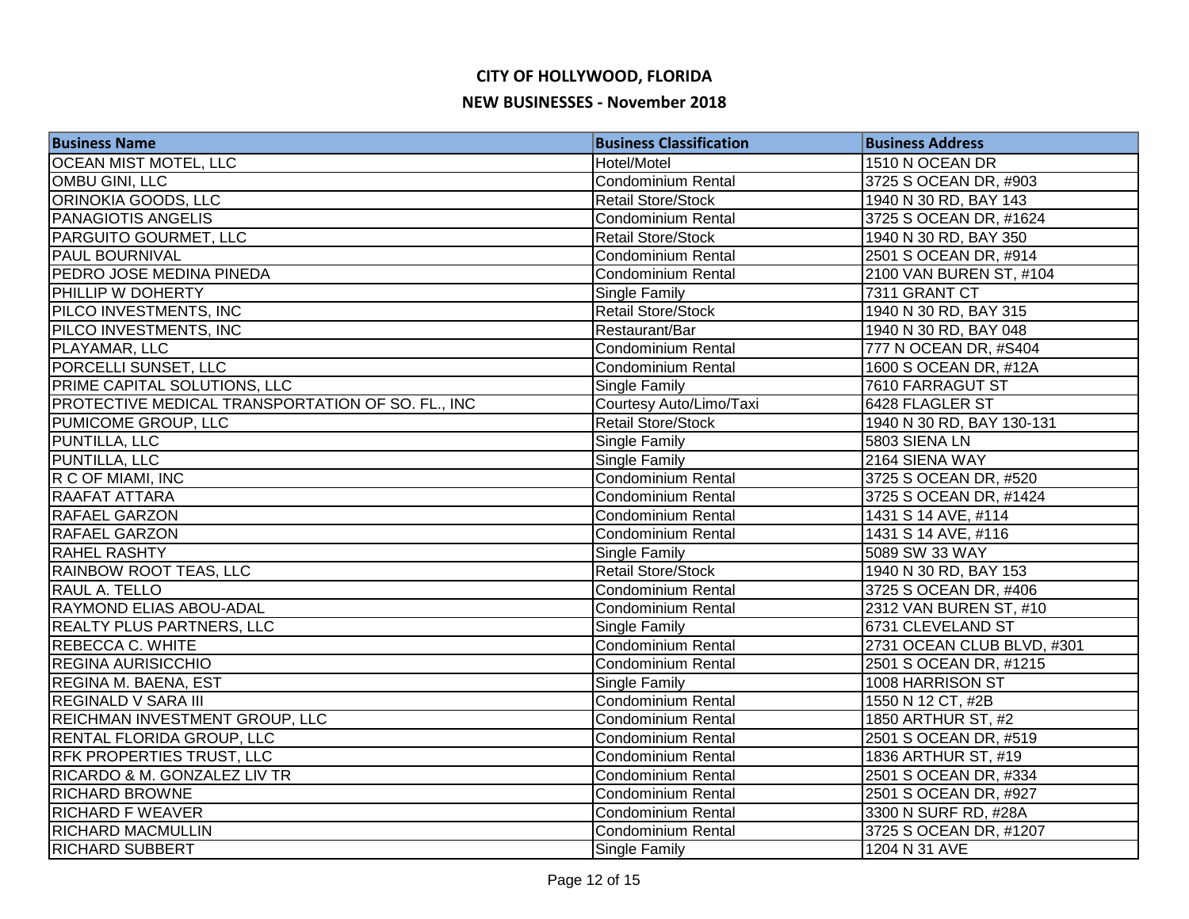# CITY OF HOLLYWOOD, FLORIDA

## NEW BUSINESSES - November 2018

| Business Name | Business Classification | Business Address |
|---|---|---|
| OCEAN MIST MOTEL, LLC | Hotel/Motel | 1510 N OCEAN DR |
| OMBU GINI, LLC | Condominium Rental | 3725 S OCEAN DR, #903 |
| ORINOKIA GOODS, LLC | Retail Store/Stock | 1940 N 30 RD, BAY 143 |
| PANAGIOTIS ANGELIS | Condominium Rental | 3725 S OCEAN DR, #1624 |
| PARGUITO GOURMET, LLC | Retail Store/Stock | 1940 N 30 RD, BAY 350 |
| PAUL BOURNIVAL | Condominium Rental | 2501 S OCEAN DR, #914 |
| PEDRO JOSE MEDINA PINEDA | Condominium Rental | 2100 VAN BUREN ST, #104 |
| PHILLIP W DOHERTY | Single Family | 7311 GRANT CT |
| PILCO INVESTMENTS, INC | Retail Store/Stock | 1940 N 30 RD, BAY 315 |
| PILCO INVESTMENTS, INC | Restaurant/Bar | 1940 N 30 RD, BAY 048 |
| PLAYAMAR, LLC | Condominium Rental | 777 N OCEAN DR, #S404 |
| PORCELLI SUNSET, LLC | Condominium Rental | 1600 S OCEAN DR, #12A |
| PRIME CAPITAL SOLUTIONS, LLC | Single Family | 7610 FARRAGUT ST |
| PROTECTIVE MEDICAL TRANSPORTATION OF SO. FL., INC | Courtesy Auto/Limo/Taxi | 6428 FLAGLER ST |
| PUMICOME GROUP, LLC | Retail Store/Stock | 1940 N 30 RD, BAY 130-131 |
| PUNTILLA, LLC | Single Family | 5803 SIENA LN |
| PUNTILLA, LLC | Single Family | 2164 SIENA WAY |
| R C OF MIAMI, INC | Condominium Rental | 3725 S OCEAN DR, #520 |
| RAAFAT ATTARA | Condominium Rental | 3725 S OCEAN DR, #1424 |
| RAFAEL GARZON | Condominium Rental | 1431 S 14 AVE, #114 |
| RAFAEL GARZON | Condominium Rental | 1431 S 14 AVE, #116 |
| RAHEL RASHTY | Single Family | 5089 SW 33 WAY |
| RAINBOW ROOT TEAS, LLC | Retail Store/Stock | 1940 N 30 RD, BAY 153 |
| RAUL A. TELLO | Condominium Rental | 3725 S OCEAN DR, #406 |
| RAYMOND ELIAS ABOU-ADAL | Condominium Rental | 2312 VAN BUREN ST, #10 |
| REALTY PLUS PARTNERS, LLC | Single Family | 6731 CLEVELAND ST |
| REBECCA C. WHITE | Condominium Rental | 2731 OCEAN CLUB BLVD, #301 |
| REGINA AURISICCHIO | Condominium Rental | 2501 S OCEAN DR, #1215 |
| REGINA M. BAENA, EST | Single Family | 1008 HARRISON ST |
| REGINALD V SARA III | Condominium Rental | 1550 N 12 CT, #2B |
| REICHMAN INVESTMENT GROUP, LLC | Condominium Rental | 1850 ARTHUR ST, #2 |
| RENTAL FLORIDA GROUP, LLC | Condominium Rental | 2501 S OCEAN DR, #519 |
| RFK PROPERTIES TRUST, LLC | Condominium Rental | 1836 ARTHUR ST, #19 |
| RICARDO & M. GONZALEZ LIV TR | Condominium Rental | 2501 S OCEAN DR, #334 |
| RICHARD BROWNE | Condominium Rental | 2501 S OCEAN DR, #927 |
| RICHARD F WEAVER | Condominium Rental | 3300 N SURF RD, #28A |
| RICHARD MACMULLIN | Condominium Rental | 3725 S OCEAN DR, #1207 |
| RICHARD SUBBERT | Single Family | 1204 N 31 AVE |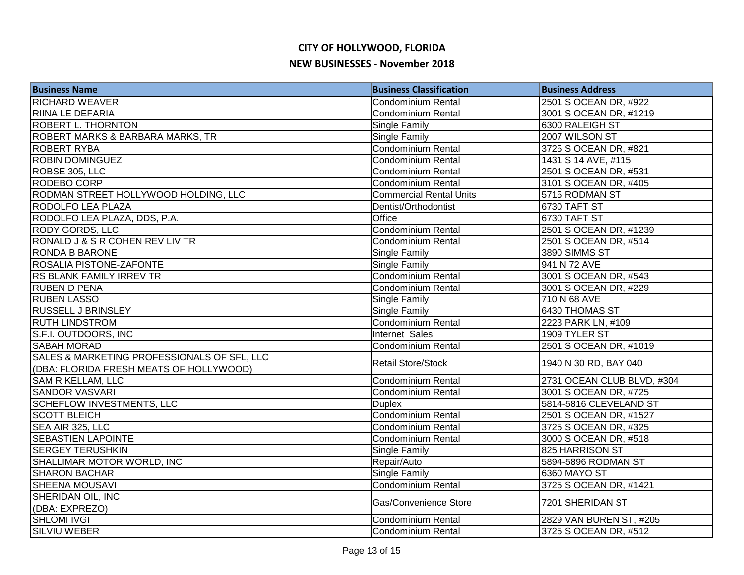# CITY OF HOLLYWOOD, FLORIDA

## NEW BUSINESSES - November 2018

| Business Name | Business Classification | Business Address |
|---|---|---|
| RICHARD WEAVER | Condominium Rental | 2501 S OCEAN DR, #922 |
| RIINA LE DEFARIA | Condominium Rental | 3001 S OCEAN DR, #1219 |
| ROBERT L. THORNTON | Single Family | 6300 RALEIGH ST |
| ROBERT MARKS & BARBARA MARKS, TR | Single Family | 2007 WILSON ST |
| ROBERT RYBA | Condominium Rental | 3725 S OCEAN DR, #821 |
| ROBIN DOMINGUEZ | Condominium Rental | 1431 S 14 AVE, #115 |
| ROBSE 305, LLC | Condominium Rental | 2501 S OCEAN DR, #531 |
| RODEBO CORP | Condominium Rental | 3101 S OCEAN DR, #405 |
| RODMAN STREET HOLLYWOOD HOLDING, LLC | Commercial Rental Units | 5715 RODMAN ST |
| RODOLFO LEA PLAZA | Dentist/Orthodontist | 6730 TAFT ST |
| RODOLFO LEA PLAZA, DDS, P.A. | Office | 6730 TAFT ST |
| RODY GORDS, LLC | Condominium Rental | 2501 S OCEAN DR, #1239 |
| RONALD J & S R COHEN REV LIV TR | Condominium Rental | 2501 S OCEAN DR, #514 |
| RONDA B BARONE | Single Family | 3890 SIMMS ST |
| ROSALIA PISTONE-ZAFONTE | Single Family | 941 N 72 AVE |
| RS BLANK FAMILY IRREV TR | Condominium Rental | 3001 S OCEAN DR, #543 |
| RUBEN D PENA | Condominium Rental | 3001 S OCEAN DR, #229 |
| RUBEN LASSO | Single Family | 710 N 68 AVE |
| RUSSELL J BRINSLEY | Single Family | 6430 THOMAS ST |
| RUTH LINDSTROM | Condominium Rental | 2223 PARK LN, #109 |
| S.F.I. OUTDOORS, INC | Internet Sales | 1909 TYLER ST |
| SABAH MORAD | Condominium Rental | 2501 S OCEAN DR, #1019 |
| SALES & MARKETING PROFESSIONALS OF SFL, LLC (DBA: FLORIDA FRESH MEATS OF HOLLYWOOD) | Retail Store/Stock | 1940 N 30 RD, BAY 040 |
| SAM R KELLAM, LLC | Condominium Rental | 2731 OCEAN CLUB BLVD, #304 |
| SANDOR VASVARI | Condominium Rental | 3001 S OCEAN DR, #725 |
| SCHEFLOW INVESTMENTS, LLC | Duplex | 5814-5816 CLEVELAND ST |
| SCOTT BLEICH | Condominium Rental | 2501 S OCEAN DR, #1527 |
| SEA AIR 325, LLC | Condominium Rental | 3725 S OCEAN DR, #325 |
| SEBASTIEN LAPOINTE | Condominium Rental | 3000 S OCEAN DR, #518 |
| SERGEY TERUSHKIN | Single Family | 825 HARRISON ST |
| SHALLIMAR MOTOR WORLD, INC | Repair/Auto | 5894-5896 RODMAN ST |
| SHARON BACHAR | Single Family | 6360 MAYO ST |
| SHEENA MOUSAVI | Condominium Rental | 3725 S OCEAN DR, #1421 |
| SHERIDAN OIL, INC (DBA: EXPREZO) | Gas/Convenience Store | 7201 SHERIDAN ST |
| SHLOMI IVGI | Condominium Rental | 2829 VAN BUREN ST, #205 |
| SILVIU WEBER | Condominium Rental | 3725 S OCEAN DR, #512 |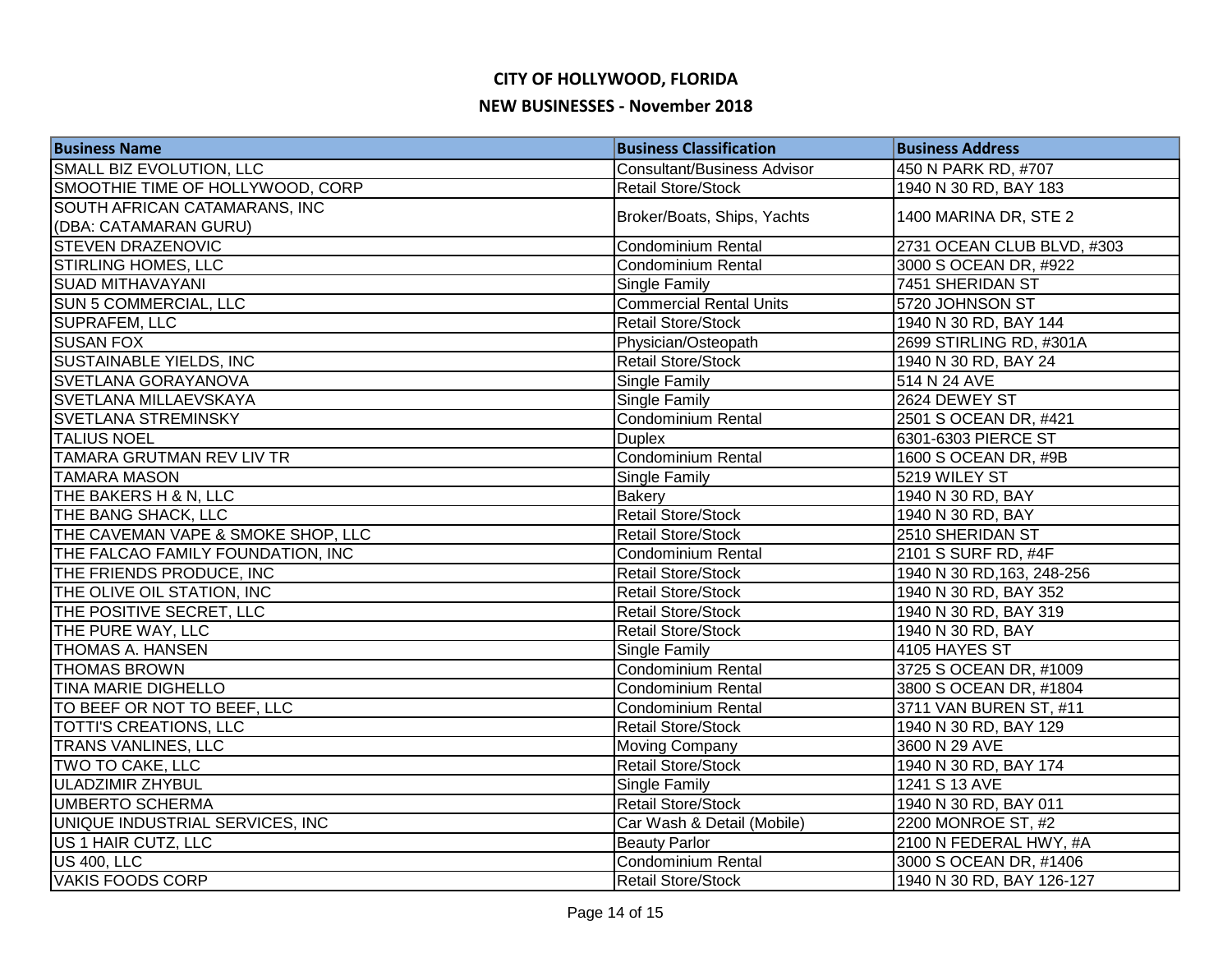# CITY OF HOLLYWOOD, FLORIDA

## NEW BUSINESSES - November 2018

| Business Name | Business Classification | Business Address |
|---|---|---|
| SMALL BIZ EVOLUTION, LLC | Consultant/Business Advisor | 450 N PARK RD, #707 |
| SMOOTHIE TIME OF HOLLYWOOD, CORP | Retail Store/Stock | 1940 N 30 RD, BAY 183 |
| SOUTH AFRICAN CATAMARANS, INC (DBA: CATAMARAN GURU) | Broker/Boats, Ships, Yachts | 1400 MARINA DR, STE 2 |
| STEVEN DRAZENOVIC | Condominium Rental | 2731 OCEAN CLUB BLVD, #303 |
| STIRLING HOMES, LLC | Condominium Rental | 3000 S OCEAN DR, #922 |
| SUAD MITHAVAYANI | Single Family | 7451 SHERIDAN ST |
| SUN 5 COMMERCIAL, LLC | Commercial Rental Units | 5720 JOHNSON ST |
| SUPRAFEM, LLC | Retail Store/Stock | 1940 N 30 RD, BAY 144 |
| SUSAN FOX | Physician/Osteopath | 2699 STIRLING RD, #301A |
| SUSTAINABLE YIELDS, INC | Retail Store/Stock | 1940 N 30 RD, BAY 24 |
| SVETLANA GORAYANOVA | Single Family | 514 N 24 AVE |
| SVETLANA MILLAEVSKAYA | Single Family | 2624 DEWEY ST |
| SVETLANA STREMINSKY | Condominium Rental | 2501 S OCEAN DR, #421 |
| TALIUS NOEL | Duplex | 6301-6303 PIERCE ST |
| TAMARA GRUTMAN REV LIV TR | Condominium Rental | 1600 S OCEAN DR, #9B |
| TAMARA MASON | Single Family | 5219 WILEY ST |
| THE BAKERS H & N, LLC | Bakery | 1940 N 30 RD, BAY |
| THE BANG SHACK, LLC | Retail Store/Stock | 1940 N 30 RD, BAY |
| THE CAVEMAN VAPE & SMOKE SHOP, LLC | Retail Store/Stock | 2510 SHERIDAN ST |
| THE FALCAO FAMILY FOUNDATION, INC | Condominium Rental | 2101 S SURF RD, #4F |
| THE FRIENDS PRODUCE, INC | Retail Store/Stock | 1940 N 30 RD,163, 248-256 |
| THE OLIVE OIL STATION, INC | Retail Store/Stock | 1940 N 30 RD, BAY 352 |
| THE POSITIVE SECRET, LLC | Retail Store/Stock | 1940 N 30 RD, BAY 319 |
| THE PURE WAY, LLC | Retail Store/Stock | 1940 N 30 RD, BAY |
| THOMAS A. HANSEN | Single Family | 4105 HAYES ST |
| THOMAS BROWN | Condominium Rental | 3725 S OCEAN DR, #1009 |
| TINA MARIE DIGHELLO | Condominium Rental | 3800 S OCEAN DR, #1804 |
| TO BEEF OR NOT TO BEEF, LLC | Condominium Rental | 3711 VAN BUREN ST, #11 |
| TOTTI'S CREATIONS, LLC | Retail Store/Stock | 1940 N 30 RD, BAY 129 |
| TRANS VANLINES, LLC | Moving Company | 3600 N 29 AVE |
| TWO TO CAKE, LLC | Retail Store/Stock | 1940 N 30 RD, BAY 174 |
| ULADZIMIR ZHYBUL | Single Family | 1241 S 13 AVE |
| UMBERTO SCHERMA | Retail Store/Stock | 1940 N 30 RD, BAY 011 |
| UNIQUE INDUSTRIAL SERVICES, INC | Car Wash & Detail (Mobile) | 2200 MONROE ST, #2 |
| US 1 HAIR CUTZ, LLC | Beauty Parlor | 2100 N FEDERAL HWY, #A |
| US 400, LLC | Condominium Rental | 3000 S OCEAN DR, #1406 |
| VAKIS FOODS CORP | Retail Store/Stock | 1940 N 30 RD, BAY 126-127 |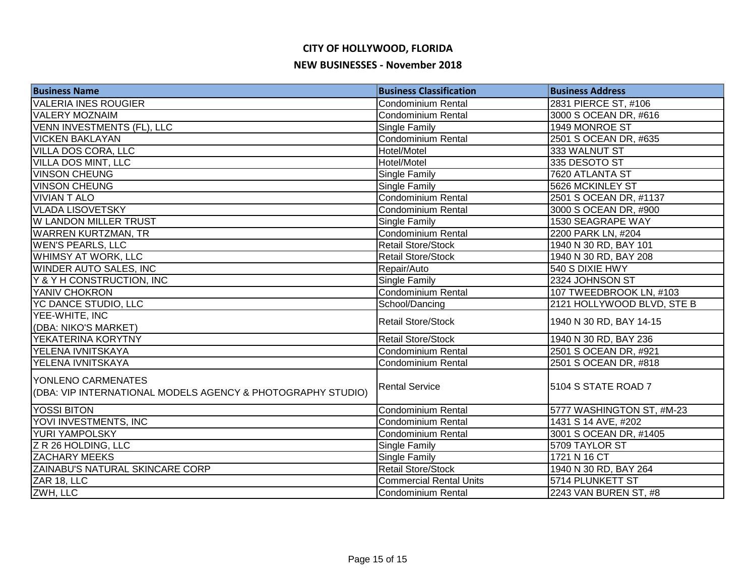# CITY OF HOLLYWOOD, FLORIDA

## NEW BUSINESSES - November 2018

| Business Name | Business Classification | Business Address |
|---|---|---|
| VALERIA INES ROUGIER | Condominium Rental | 2831 PIERCE ST, #106 |
| VALERY MOZNAIM | Condominium Rental | 3000 S OCEAN DR, #616 |
| VENN INVESTMENTS (FL), LLC | Single Family | 1949 MONROE ST |
| VICKEN BAKLAYAN | Condominium Rental | 2501 S OCEAN DR, #635 |
| VILLA DOS CORA, LLC | Hotel/Motel | 333 WALNUT ST |
| VILLA DOS MINT, LLC | Hotel/Motel | 335 DESOTO ST |
| VINSON CHEUNG | Single Family | 7620 ATLANTA ST |
| VINSON CHEUNG | Single Family | 5626 MCKINLEY ST |
| VIVIAN T ALO | Condominium Rental | 2501 S OCEAN DR, #1137 |
| VLADA LISOVETSKY | Condominium Rental | 3000 S OCEAN DR, #900 |
| W LANDON MILLER TRUST | Single Family | 1530 SEAGRAPE WAY |
| WARREN KURTZMAN, TR | Condominium Rental | 2200 PARK LN, #204 |
| WEN'S PEARLS, LLC | Retail Store/Stock | 1940 N 30 RD, BAY 101 |
| WHIMSY AT WORK, LLC | Retail Store/Stock | 1940 N 30 RD, BAY 208 |
| WINDER AUTO SALES, INC | Repair/Auto | 540 S DIXIE HWY |
| Y & Y H CONSTRUCTION, INC | Single Family | 2324 JOHNSON ST |
| YANIV CHOKRON | Condominium Rental | 107 TWEEDBROOK LN, #103 |
| YC DANCE STUDIO, LLC | School/Dancing | 2121 HOLLYWOOD BLVD, STE B |
| YEE-WHITE, INC (DBA: NIKO'S MARKET) | Retail Store/Stock | 1940 N 30 RD, BAY 14-15 |
| YEKATERINA KORYTNY | Retail Store/Stock | 1940 N 30 RD, BAY 236 |
| YELENA IVNITSKAYA | Condominium Rental | 2501 S OCEAN DR, #921 |
| YELENA IVNITSKAYA | Condominium Rental | 2501 S OCEAN DR, #818 |
| YONLENO CARMENATES (DBA: VIP INTERNATIONAL MODELS AGENCY & PHOTOGRAPHY STUDIO) | Rental Service | 5104 S STATE ROAD 7 |
| YOSSI BITON | Condominium Rental | 5777 WASHINGTON ST, #M-23 |
| YOVI INVESTMENTS, INC | Condominium Rental | 1431 S 14 AVE, #202 |
| YURI YAMPOLSKY | Condominium Rental | 3001 S OCEAN DR, #1405 |
| Z R 26 HOLDING, LLC | Single Family | 5709 TAYLOR ST |
| ZACHARY MEEKS | Single Family | 1721 N 16 CT |
| ZAINABU'S NATURAL SKINCARE CORP | Retail Store/Stock | 1940 N 30 RD, BAY 264 |
| ZAR 18, LLC | Commercial Rental Units | 5714 PLUNKETT ST |
| ZWH, LLC | Condominium Rental | 2243 VAN BUREN ST, #8 |